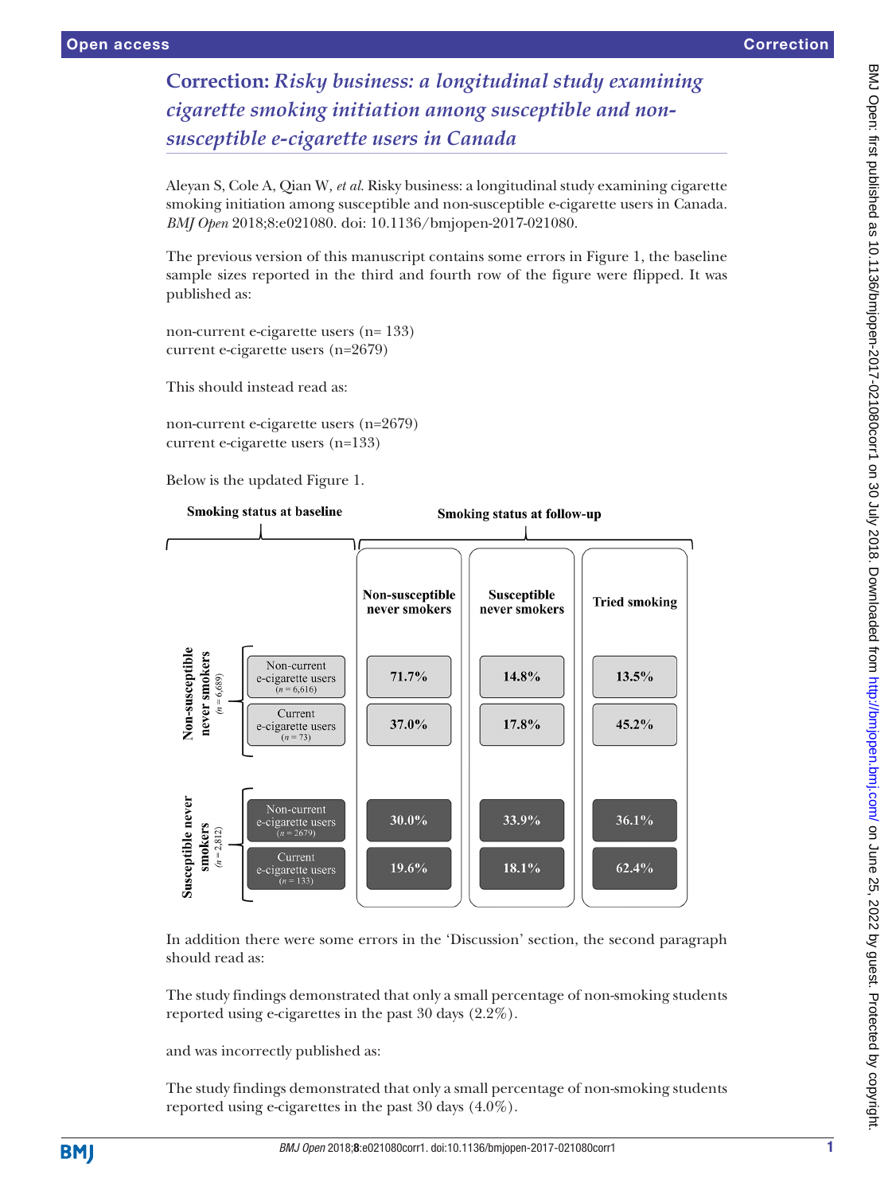# Correction: *Risky business: a longitudinal study examining cigarette smoking initiation among susceptible and non-susceptible e-cigarette users in Canada*

Aleyan S, Cole A, Qian W, *et al*. Risky business: a longitudinal study examining cigarette smoking initiation among susceptible and non-susceptible e-cigarette users in Canada. *BMJ Open* 2018;8:e021080. doi: 10.1136/bmjopen-2017-021080.

The previous version of this manuscript contains some errors in Figure 1, the baseline sample sizes reported in the third and fourth row of the figure were flipped. It was published as:

non-current e-cigarette users (n= 133)
current e-cigarette users (n=2679)

This should instead read as:

non-current e-cigarette users (n=2679)
current e-cigarette users (n=133)

Below is the updated Figure 1.

| Smoking status at baseline | | Smoking status at follow-up: Non-susceptible never smokers | Susceptible never smokers | Tried smoking |
|---|---|---|---|---|
| Non-susceptible never smokers (*n* = 6,689) | Non-current e-cigarette users (*n* = 6,616) | 71.7% | 14.8% | 13.5% |
| | Current e-cigarette users (*n* = 73) | 37.0% | 17.8% | 45.2% |
| Susceptible never smokers (*n* = 2,812) | Non-current e-cigarette users (*n* = 2679) | 30.0% | 33.9% | 36.1% |
| | Current e-cigarette users (*n* = 133) | 19.6% | 18.1% | 62.4% |

In addition there were some errors in the 'Discussion' section, the second paragraph should read as:

The study findings demonstrated that only a small percentage of non-smoking students reported using e-cigarettes in the past 30 days (2.2%).

and was incorrectly published as:

The study findings demonstrated that only a small percentage of non-smoking students reported using e-cigarettes in the past 30 days (4.0%).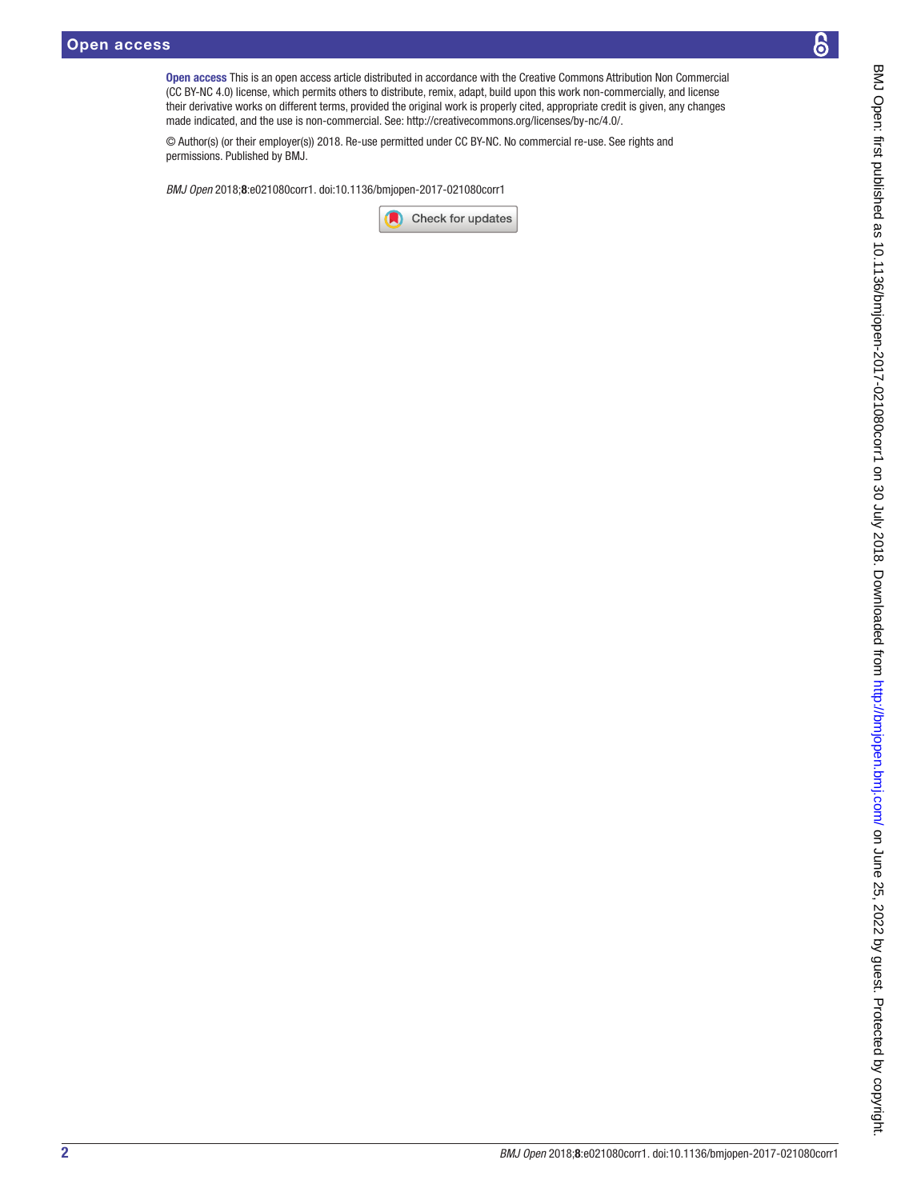**Open access** This is an open access article distributed in accordance with the Creative Commons Attribution Non Commercial (CC BY-NC 4.0) license, which permits others to distribute, remix, adapt, build upon this work non-commercially, and license their derivative works on different terms, provided the original work is properly cited, appropriate credit is given, any changes made indicated, and the use is non-commercial. See: http://creativecommons.org/licenses/by-nc/4.0/.

© Author(s) (or their employer(s)) 2018. Re-use permitted under CC BY-NC. No commercial re-use. See rights and permissions. Published by BMJ.

*BMJ Open* 2018;**8**:e021080corr1. doi:10.1136/bmjopen-2017-021080corr1